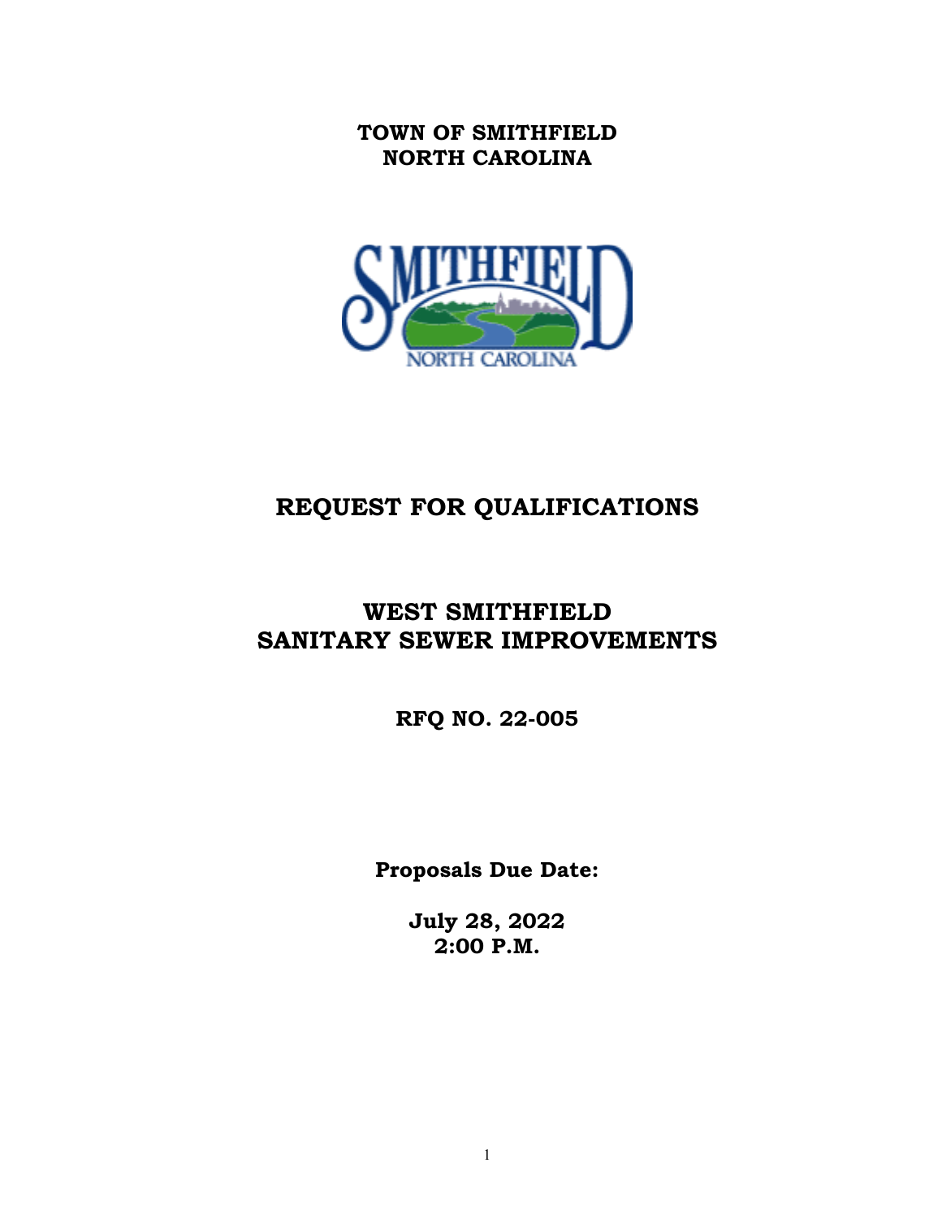**TOWN OF SMITHFIELD**
**NORTH CAROLINA**

# REQUEST FOR QUALIFICATIONS

## WEST SMITHFIELD SANITARY SEWER IMPROVEMENTS

**RFQ NO. 22-005**

**Proposals Due Date:**

**July 28, 2022**
**2:00 P.M.**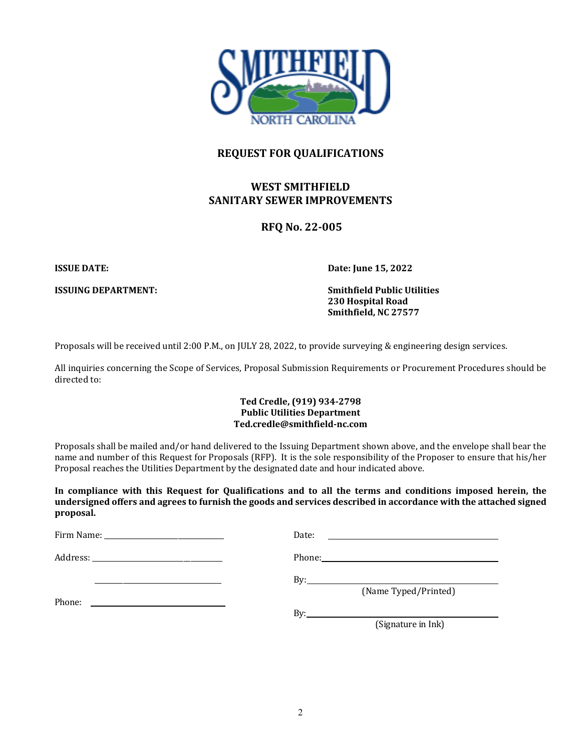## REQUEST FOR QUALIFICATIONS

## WEST SMITHFIELD
## SANITARY SEWER IMPROVEMENTS

## RFQ No. 22-005

**ISSUE DATE:** **Date: June 15, 2022**

**ISSUING DEPARTMENT:** **Smithfield Public Utilities**
**230 Hospital Road**
**Smithfield, NC 27577**

Proposals will be received until 2:00 P.M., on JULY 28, 2022, to provide surveying & engineering design services.

All inquiries concerning the Scope of Services, Proposal Submission Requirements or Procurement Procedures should be directed to:

**Ted Credle, (919) 934-2798**
**Public Utilities Department**
**Ted.credle@smithfield-nc.com**

Proposals shall be mailed and/or hand delivered to the Issuing Department shown above, and the envelope shall bear the name and number of this Request for Proposals (RFP). It is the sole responsibility of the Proposer to ensure that his/her Proposal reaches the Utilities Department by the designated date and hour indicated above.

**In compliance with this Request for Qualifications and to all the terms and conditions imposed herein, the undersigned offers and agrees to furnish the goods and services described in accordance with the attached signed proposal.**

Firm Name: ______________________________

Address: ______________________________

______________________________

Phone: ______________________________

Date: ______________________________

Phone: ______________________________

By: ______________________________
(Name Typed/Printed)

By: ______________________________
(Signature in Ink)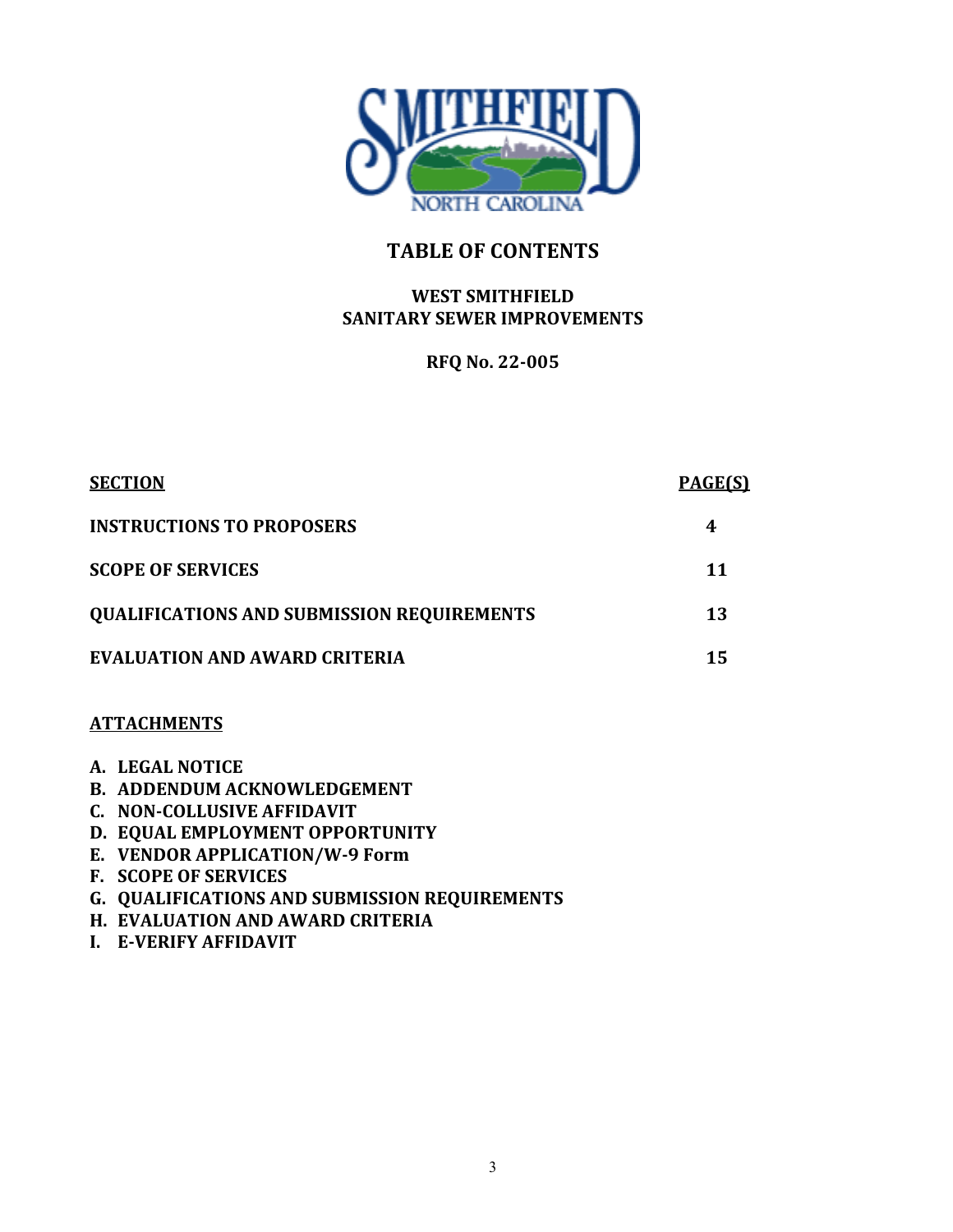# TABLE OF CONTENTS

## WEST SMITHFIELD SANITARY SEWER IMPROVEMENTS

### RFQ No. 22-005

| SECTION | PAGE(S) |
| --- | --- |
| INSTRUCTIONS TO PROPOSERS | 4 |
| SCOPE OF SERVICES | 11 |
| QUALIFICATIONS AND SUBMISSION REQUIREMENTS | 13 |
| EVALUATION AND AWARD CRITERIA | 15 |

**ATTACHMENTS**

A. LEGAL NOTICE
B. ADDENDUM ACKNOWLEDGEMENT
C. NON-COLLUSIVE AFFIDAVIT
D. EQUAL EMPLOYMENT OPPORTUNITY
E. VENDOR APPLICATION/W-9 Form
F. SCOPE OF SERVICES
G. QUALIFICATIONS AND SUBMISSION REQUIREMENTS
H. EVALUATION AND AWARD CRITERIA
I. E-VERIFY AFFIDAVIT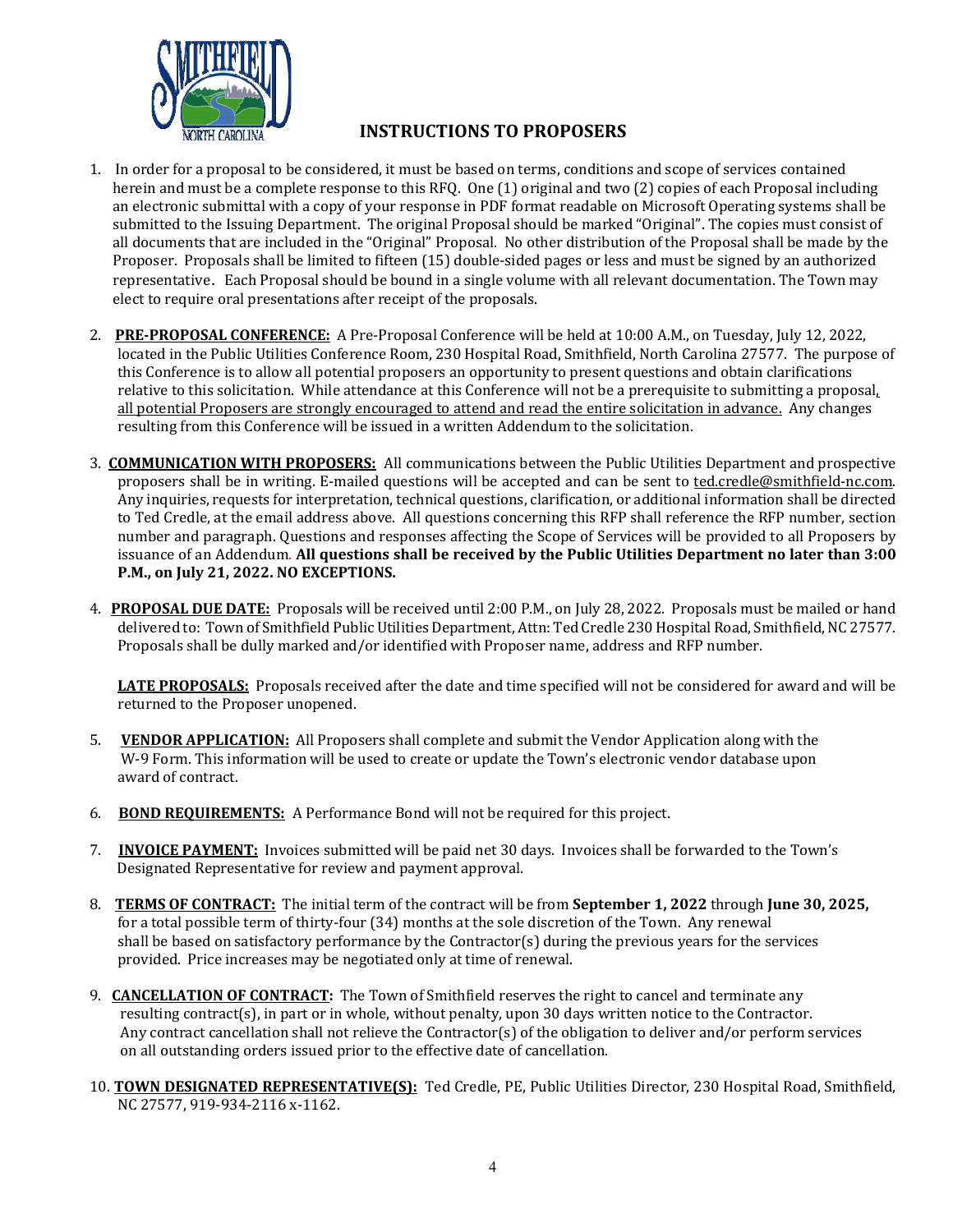# INSTRUCTIONS TO PROPOSERS

1. In order for a proposal to be considered, it must be based on terms, conditions and scope of services contained herein and must be a complete response to this RFQ. One (1) original and two (2) copies of each Proposal including an electronic submittal with a copy of your response in PDF format readable on Microsoft Operating systems shall be submitted to the Issuing Department. The original Proposal should be marked "Original". The copies must consist of all documents that are included in the "Original" Proposal. No other distribution of the Proposal shall be made by the Proposer. Proposals shall be limited to fifteen (15) double-sided pages or less and must be signed by an authorized representative. Each Proposal should be bound in a single volume with all relevant documentation. The Town may elect to require oral presentations after receipt of the proposals.

2. **PRE-PROPOSAL CONFERENCE:** A Pre-Proposal Conference will be held at 10:00 A.M., on Tuesday, July 12, 2022, located in the Public Utilities Conference Room, 230 Hospital Road, Smithfield, North Carolina 27577. The purpose of this Conference is to allow all potential proposers an opportunity to present questions and obtain clarifications relative to this solicitation. While attendance at this Conference will not be a prerequisite to submitting a proposal, all potential Proposers are strongly encouraged to attend and read the entire solicitation in advance. Any changes resulting from this Conference will be issued in a written Addendum to the solicitation.

3. **COMMUNICATION WITH PROPOSERS:** All communications between the Public Utilities Department and prospective proposers shall be in writing. E-mailed questions will be accepted and can be sent to ted.credle@smithfield-nc.com. Any inquiries, requests for interpretation, technical questions, clarification, or additional information shall be directed to Ted Credle, at the email address above. All questions concerning this RFP shall reference the RFP number, section number and paragraph. Questions and responses affecting the Scope of Services will be provided to all Proposers by issuance of an Addendum. **All questions shall be received by the Public Utilities Department no later than 3:00 P.M., on July 21, 2022. NO EXCEPTIONS.**

4. **PROPOSAL DUE DATE:** Proposals will be received until 2:00 P.M., on July 28, 2022. Proposals must be mailed or hand delivered to: Town of Smithfield Public Utilities Department, Attn: Ted Credle 230 Hospital Road, Smithfield, NC 27577. Proposals shall be dully marked and/or identified with Proposer name, address and RFP number.

   **LATE PROPOSALS:** Proposals received after the date and time specified will not be considered for award and will be returned to the Proposer unopened.

5. **VENDOR APPLICATION:** All Proposers shall complete and submit the Vendor Application along with the W-9 Form. This information will be used to create or update the Town's electronic vendor database upon award of contract.

6. **BOND REQUIREMENTS:** A Performance Bond will not be required for this project.

7. **INVOICE PAYMENT:** Invoices submitted will be paid net 30 days. Invoices shall be forwarded to the Town's Designated Representative for review and payment approval.

8. **TERMS OF CONTRACT:** The initial term of the contract will be from **September 1, 2022** through **June 30, 2025,** for a total possible term of thirty-four (34) months at the sole discretion of the Town. Any renewal shall be based on satisfactory performance by the Contractor(s) during the previous years for the services provided. Price increases may be negotiated only at time of renewal.

9. **CANCELLATION OF CONTRACT:** The Town of Smithfield reserves the right to cancel and terminate any resulting contract(s), in part or in whole, without penalty, upon 30 days written notice to the Contractor. Any contract cancellation shall not relieve the Contractor(s) of the obligation to deliver and/or perform services on all outstanding orders issued prior to the effective date of cancellation.

10. **TOWN DESIGNATED REPRESENTATIVE(S):** Ted Credle, PE, Public Utilities Director, 230 Hospital Road, Smithfield, NC 27577, 919-934-2116 x-1162.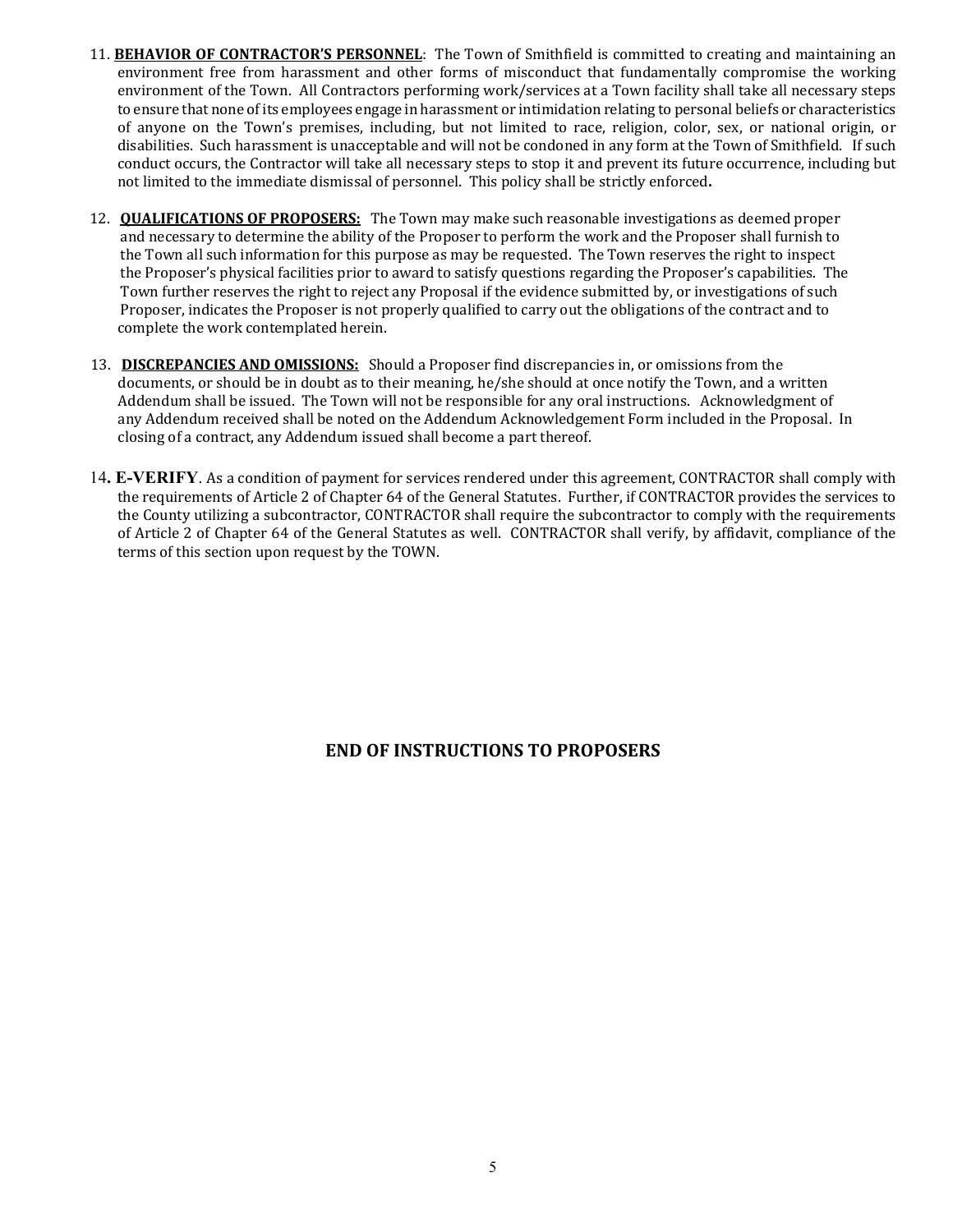11. **BEHAVIOR OF CONTRACTOR'S PERSONNEL**: The Town of Smithfield is committed to creating and maintaining an environment free from harassment and other forms of misconduct that fundamentally compromise the working environment of the Town. All Contractors performing work/services at a Town facility shall take all necessary steps to ensure that none of its employees engage in harassment or intimidation relating to personal beliefs or characteristics of anyone on the Town's premises, including, but not limited to race, religion, color, sex, or national origin, or disabilities. Such harassment is unacceptable and will not be condoned in any form at the Town of Smithfield. If such conduct occurs, the Contractor will take all necessary steps to stop it and prevent its future occurrence, including but not limited to the immediate dismissal of personnel. This policy shall be strictly enforced**.**

12. **QUALIFICATIONS OF PROPOSERS:** The Town may make such reasonable investigations as deemed proper and necessary to determine the ability of the Proposer to perform the work and the Proposer shall furnish to the Town all such information for this purpose as may be requested. The Town reserves the right to inspect the Proposer's physical facilities prior to award to satisfy questions regarding the Proposer's capabilities. The Town further reserves the right to reject any Proposal if the evidence submitted by, or investigations of such Proposer, indicates the Proposer is not properly qualified to carry out the obligations of the contract and to complete the work contemplated herein.

13. **DISCREPANCIES AND OMISSIONS:** Should a Proposer find discrepancies in, or omissions from the documents, or should be in doubt as to their meaning, he/she should at once notify the Town, and a written Addendum shall be issued. The Town will not be responsible for any oral instructions. Acknowledgment of any Addendum received shall be noted on the Addendum Acknowledgement Form included in the Proposal. In closing of a contract, any Addendum issued shall become a part thereof.

14**. E-VERIFY**. As a condition of payment for services rendered under this agreement, CONTRACTOR shall comply with the requirements of Article 2 of Chapter 64 of the General Statutes. Further, if CONTRACTOR provides the services to the County utilizing a subcontractor, CONTRACTOR shall require the subcontractor to comply with the requirements of Article 2 of Chapter 64 of the General Statutes as well. CONTRACTOR shall verify, by affidavit, compliance of the terms of this section upon request by the TOWN.

## END OF INSTRUCTIONS TO PROPOSERS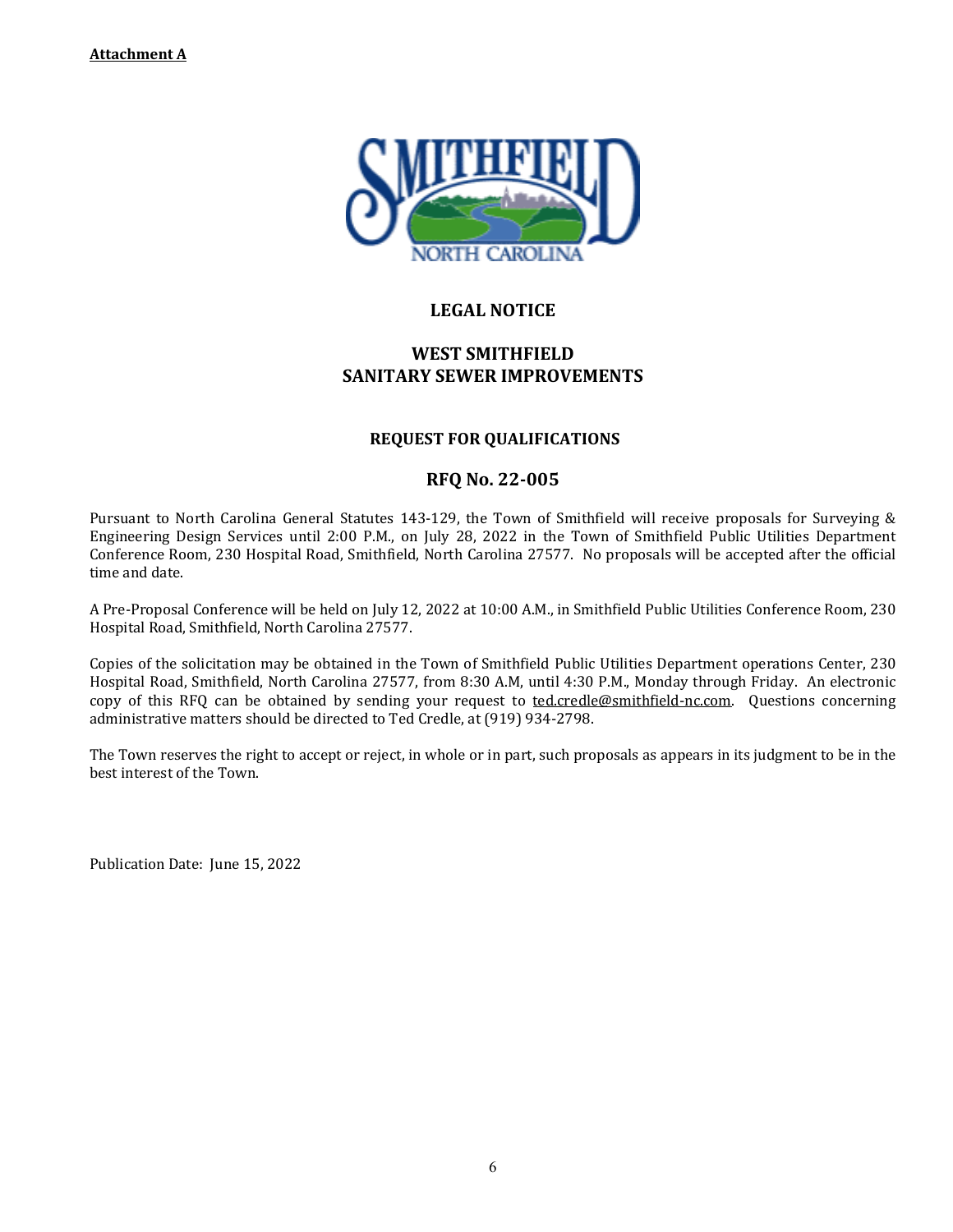**Attachment A**

# LEGAL NOTICE

## WEST SMITHFIELD
## SANITARY SEWER IMPROVEMENTS

### REQUEST FOR QUALIFICATIONS

### RFQ No. 22-005

Pursuant to North Carolina General Statutes 143-129, the Town of Smithfield will receive proposals for Surveying & Engineering Design Services until 2:00 P.M., on July 28, 2022 in the Town of Smithfield Public Utilities Department Conference Room, 230 Hospital Road, Smithfield, North Carolina 27577. No proposals will be accepted after the official time and date.

A Pre-Proposal Conference will be held on July 12, 2022 at 10:00 A.M., in Smithfield Public Utilities Conference Room, 230 Hospital Road, Smithfield, North Carolina 27577.

Copies of the solicitation may be obtained in the Town of Smithfield Public Utilities Department operations Center, 230 Hospital Road, Smithfield, North Carolina 27577, from 8:30 A.M, until 4:30 P.M., Monday through Friday. An electronic copy of this RFQ can be obtained by sending your request to ted.credle@smithfield-nc.com. Questions concerning administrative matters should be directed to Ted Credle, at (919) 934-2798.

The Town reserves the right to accept or reject, in whole or in part, such proposals as appears in its judgment to be in the best interest of the Town.

Publication Date: June 15, 2022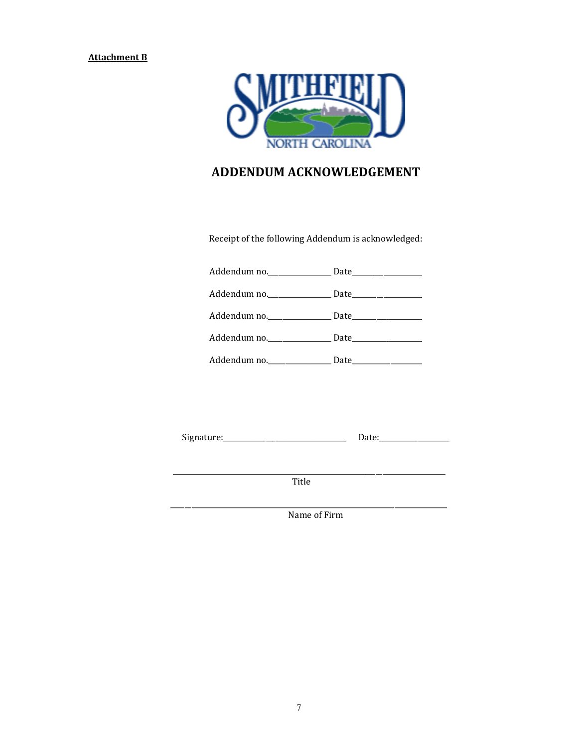**Attachment B**

SMITHFIELD
NORTH CAROLINA

# ADDENDUM ACKNOWLEDGEMENT

Receipt of the following Addendum is acknowledged:

Addendum no.______________ Date__________________

Addendum no.______________ Date__________________

Addendum no.______________ Date__________________

Addendum no.______________ Date__________________

Addendum no.______________ Date__________________

Signature:________________________________ Date:_________________

______________________________________________________________________
Title

______________________________________________________________________
Name of Firm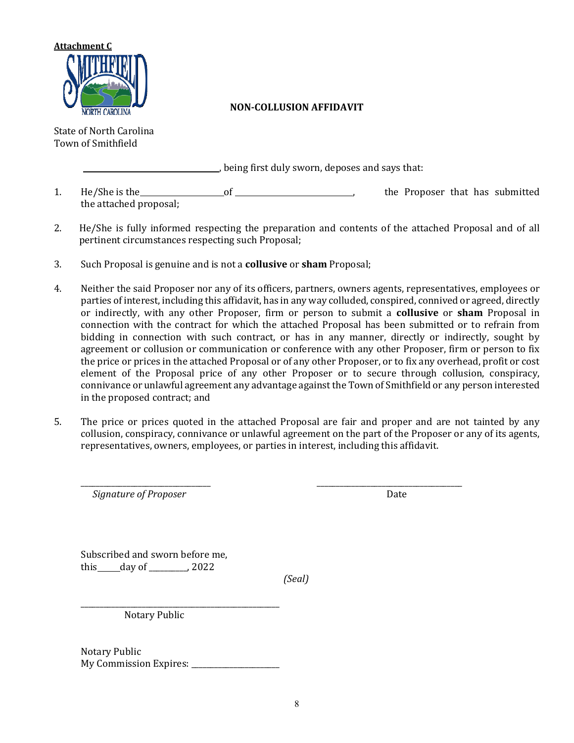**Attachment C**

SMITHFIELD
NORTH CAROLINA

**NON-COLLUSION AFFIDAVIT**

State of North Carolina
Town of Smithfield

________________________________, being first duly sworn, deposes and says that:

1. He/She is the___________________of ___________________________, the Proposer that has submitted the attached proposal;

2. He/She is fully informed respecting the preparation and contents of the attached Proposal and of all pertinent circumstances respecting such Proposal;

3. Such Proposal is genuine and is not a **collusive** or **sham** Proposal;

4. Neither the said Proposer nor any of its officers, partners, owners agents, representatives, employees or parties of interest, including this affidavit, has in any way colluded, conspired, connived or agreed, directly or indirectly, with any other Proposer, firm or person to submit a **collusive** or **sham** Proposal in connection with the contract for which the attached Proposal has been submitted or to refrain from bidding in connection with such contract, or has in any manner, directly or indirectly, sought by agreement or collusion or communication or conference with any other Proposer, firm or person to fix the price or prices in the attached Proposal or of any other Proposer, or to fix any overhead, profit or cost element of the Proposal price of any other Proposer or to secure through collusion, conspiracy, connivance or unlawful agreement any advantage against the Town of Smithfield or any person interested in the proposed contract; and

5. The price or prices quoted in the attached Proposal are fair and proper and are not tainted by any collusion, conspiracy, connivance or unlawful agreement on the part of the Proposer or any of its agents, representatives, owners, employees, or parties in interest, including this affidavit.

________________________________ ____________________________________
*Signature of Proposer* Date

Subscribed and sworn before me,
this_____day of _________, 2022

*(Seal)*

__________________________________________________
Notary Public

Notary Public
My Commission Expires: ______________________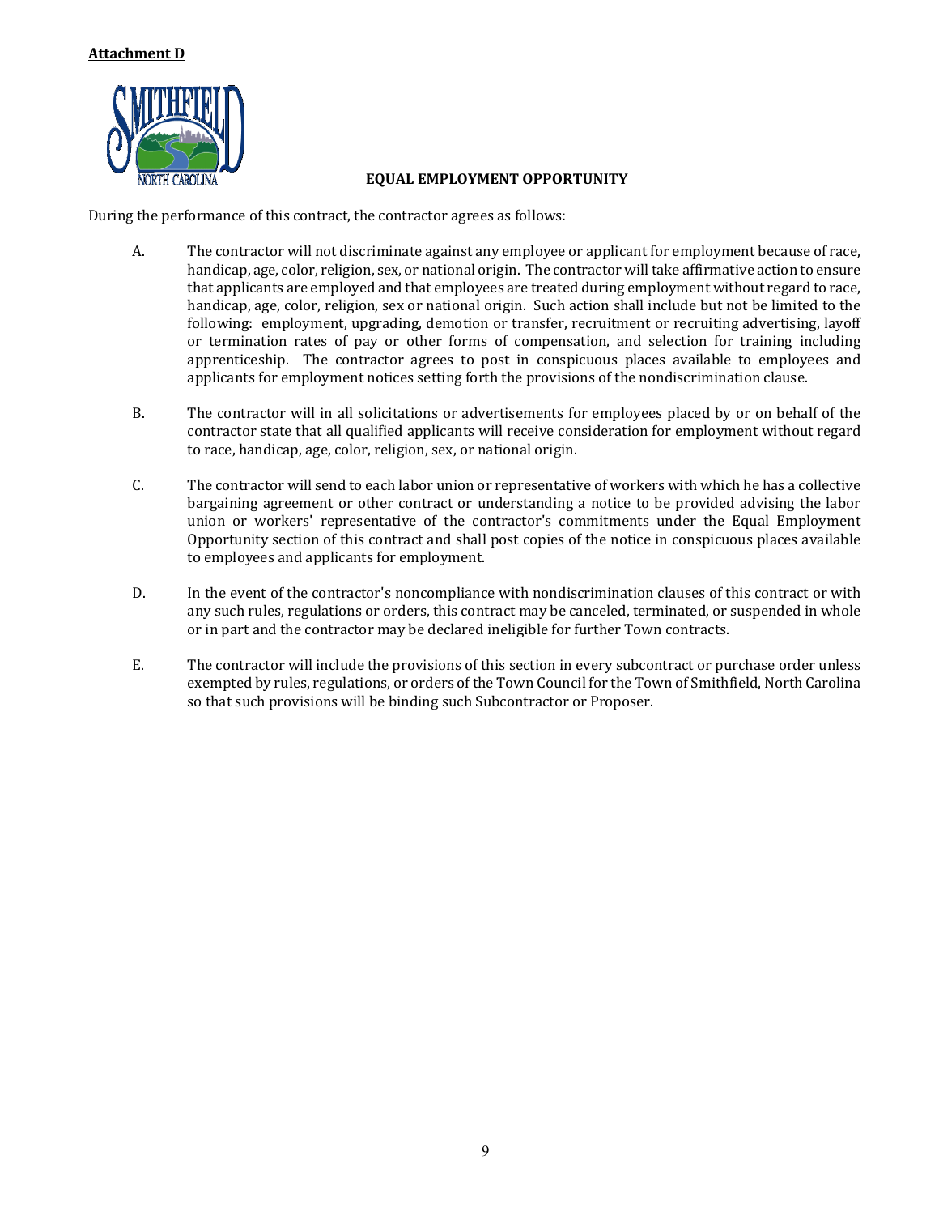**Attachment D**

## EQUAL EMPLOYMENT OPPORTUNITY

During the performance of this contract, the contractor agrees as follows:

A. The contractor will not discriminate against any employee or applicant for employment because of race, handicap, age, color, religion, sex, or national origin. The contractor will take affirmative action to ensure that applicants are employed and that employees are treated during employment without regard to race, handicap, age, color, religion, sex or national origin. Such action shall include but not be limited to the following: employment, upgrading, demotion or transfer, recruitment or recruiting advertising, layoff or termination rates of pay or other forms of compensation, and selection for training including apprenticeship. The contractor agrees to post in conspicuous places available to employees and applicants for employment notices setting forth the provisions of the nondiscrimination clause.

B. The contractor will in all solicitations or advertisements for employees placed by or on behalf of the contractor state that all qualified applicants will receive consideration for employment without regard to race, handicap, age, color, religion, sex, or national origin.

C. The contractor will send to each labor union or representative of workers with which he has a collective bargaining agreement or other contract or understanding a notice to be provided advising the labor union or workers' representative of the contractor's commitments under the Equal Employment Opportunity section of this contract and shall post copies of the notice in conspicuous places available to employees and applicants for employment.

D. In the event of the contractor's noncompliance with nondiscrimination clauses of this contract or with any such rules, regulations or orders, this contract may be canceled, terminated, or suspended in whole or in part and the contractor may be declared ineligible for further Town contracts.

E. The contractor will include the provisions of this section in every subcontract or purchase order unless exempted by rules, regulations, or orders of the Town Council for the Town of Smithfield, North Carolina so that such provisions will be binding such Subcontractor or Proposer.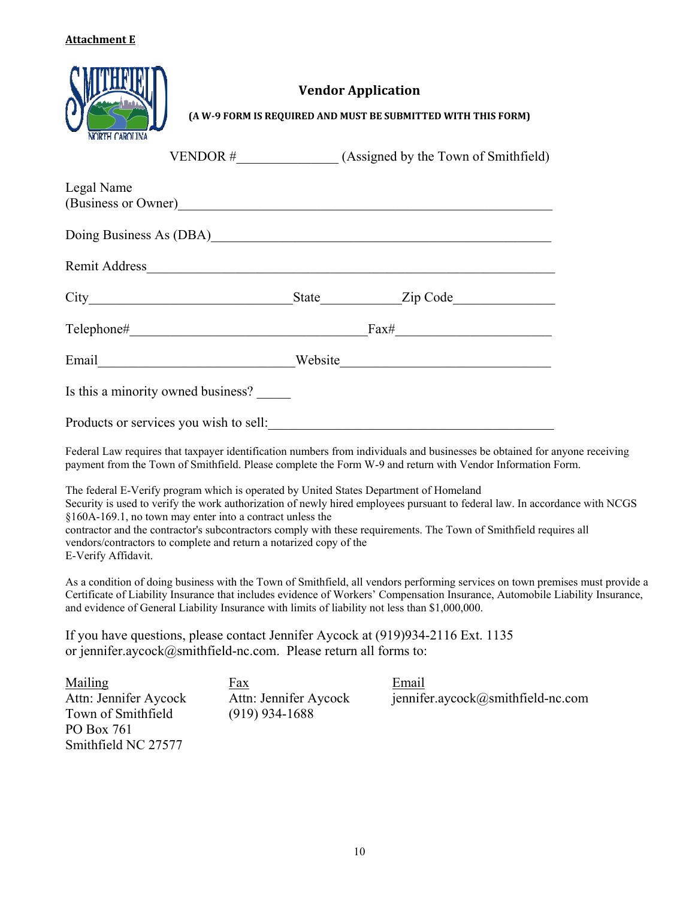**Attachment E**

## Vendor Application

**(A W-9 FORM IS REQUIRED AND MUST BE SUBMITTED WITH THIS FORM)**

VENDOR #_______________ (Assigned by the Town of Smithfield)

Legal Name
(Business or Owner)________________________________________________________

Doing Business As (DBA)_____________________________________________________

Remit Address______________________________________________________________

City______________________________State____________Zip Code_______________

Telephone#____________________________________Fax#________________________

Email_____________________________Website_______________________________

Is this a minority owned business? _____

Products or services you wish to sell:__________________________________________

Federal Law requires that taxpayer identification numbers from individuals and businesses be obtained for anyone receiving payment from the Town of Smithfield. Please complete the Form W-9 and return with Vendor Information Form.

The federal E-Verify program which is operated by United States Department of Homeland Security is used to verify the work authorization of newly hired employees pursuant to federal law. In accordance with NCGS §160A-169.1, no town may enter into a contract unless the contractor and the contractor's subcontractors comply with these requirements. The Town of Smithfield requires all vendors/contractors to complete and return a notarized copy of the E-Verify Affidavit.

As a condition of doing business with the Town of Smithfield, all vendors performing services on town premises must provide a Certificate of Liability Insurance that includes evidence of Workers' Compensation Insurance, Automobile Liability Insurance, and evidence of General Liability Insurance with limits of liability not less than $1,000,000.

If you have questions, please contact Jennifer Aycock at (919)934-2116 Ext. 1135 or jennifer.aycock@smithfield-nc.com. Please return all forms to:

| Mailing | Fax | Email |
|---|---|---|
| Attn: Jennifer Aycock | Attn: Jennifer Aycock | jennifer.aycock@smithfield-nc.com |
| Town of Smithfield | (919) 934-1688 | |
| PO Box 761 | | |
| Smithfield NC 27577 | | |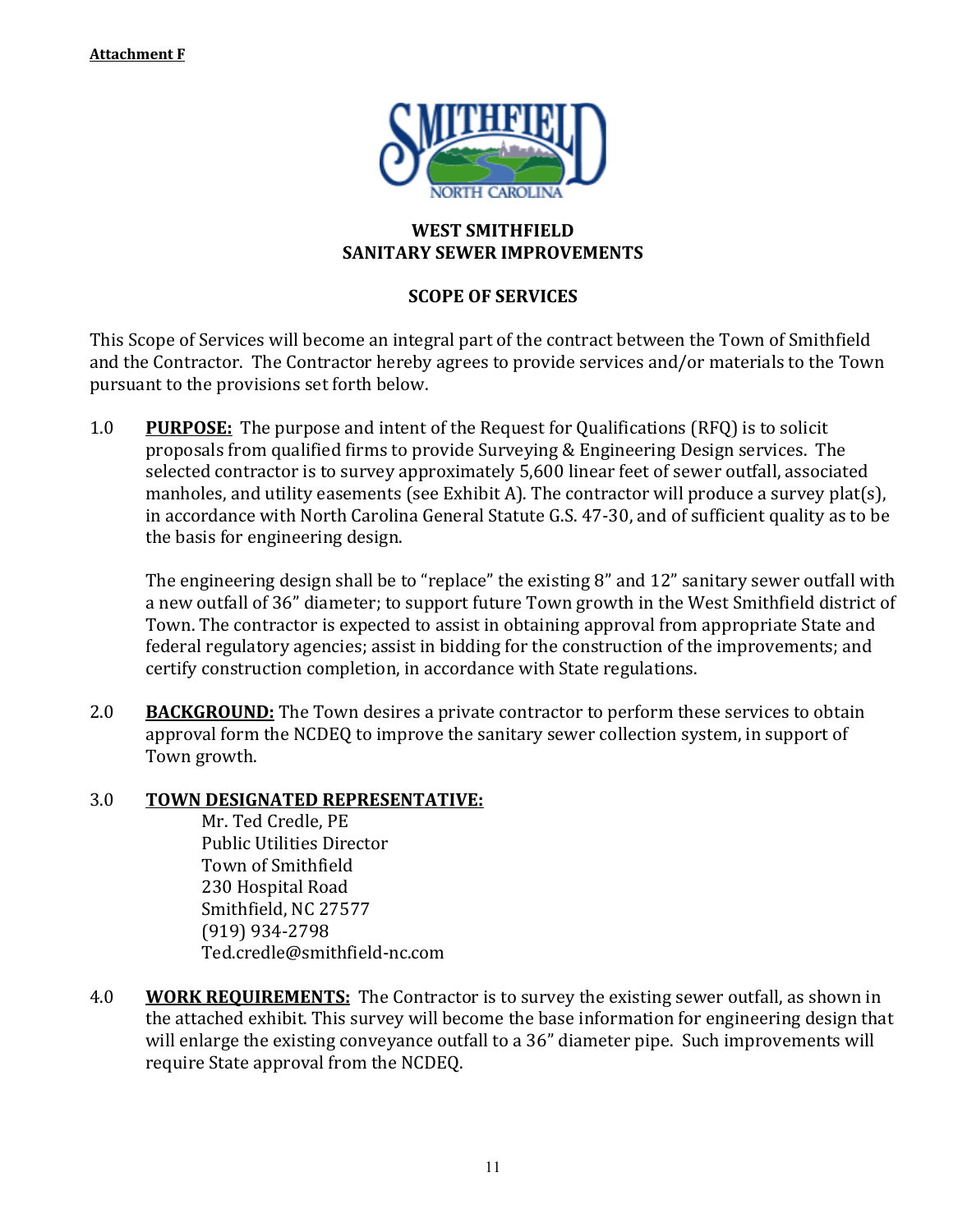**Attachment F**

**WEST SMITHFIELD**
**SANITARY SEWER IMPROVEMENTS**

**SCOPE OF SERVICES**

This Scope of Services will become an integral part of the contract between the Town of Smithfield and the Contractor. The Contractor hereby agrees to provide services and/or materials to the Town pursuant to the provisions set forth below.

1.0 **PURPOSE:** The purpose and intent of the Request for Qualifications (RFQ) is to solicit proposals from qualified firms to provide Surveying & Engineering Design services. The selected contractor is to survey approximately 5,600 linear feet of sewer outfall, associated manholes, and utility easements (see Exhibit A). The contractor will produce a survey plat(s), in accordance with North Carolina General Statute G.S. 47-30, and of sufficient quality as to be the basis for engineering design.

The engineering design shall be to "replace" the existing 8" and 12" sanitary sewer outfall with a new outfall of 36" diameter; to support future Town growth in the West Smithfield district of Town. The contractor is expected to assist in obtaining approval from appropriate State and federal regulatory agencies; assist in bidding for the construction of the improvements; and certify construction completion, in accordance with State regulations.

2.0 **BACKGROUND:** The Town desires a private contractor to perform these services to obtain approval form the NCDEQ to improve the sanitary sewer collection system, in support of Town growth.

3.0 **TOWN DESIGNATED REPRESENTATIVE:**

Mr. Ted Credle, PE
Public Utilities Director
Town of Smithfield
230 Hospital Road
Smithfield, NC 27577
(919) 934-2798
Ted.credle@smithfield-nc.com

4.0 **WORK REQUIREMENTS:** The Contractor is to survey the existing sewer outfall, as shown in the attached exhibit. This survey will become the base information for engineering design that will enlarge the existing conveyance outfall to a 36" diameter pipe. Such improvements will require State approval from the NCDEQ.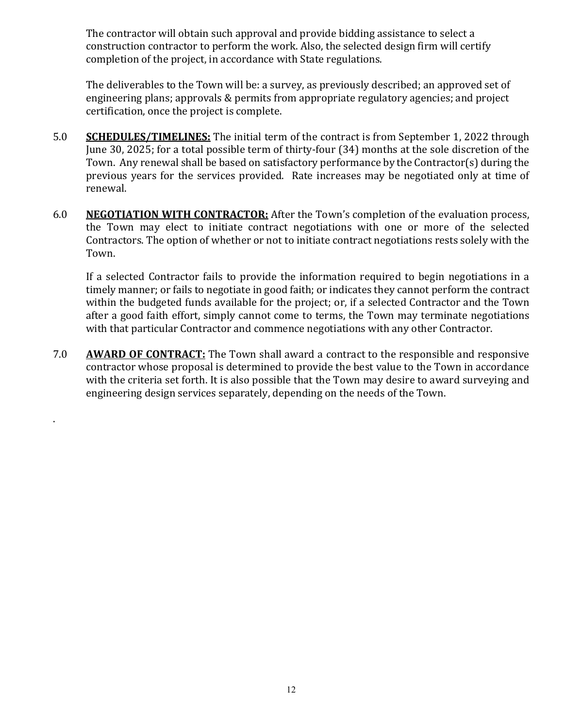The contractor will obtain such approval and provide bidding assistance to select a construction contractor to perform the work. Also, the selected design firm will certify completion of the project, in accordance with State regulations.

The deliverables to the Town will be: a survey, as previously described; an approved set of engineering plans; approvals & permits from appropriate regulatory agencies; and project certification, once the project is complete.

5.0 **SCHEDULES/TIMELINES:** The initial term of the contract is from September 1, 2022 through June 30, 2025; for a total possible term of thirty-four (34) months at the sole discretion of the Town. Any renewal shall be based on satisfactory performance by the Contractor(s) during the previous years for the services provided. Rate increases may be negotiated only at time of renewal.

6.0 **NEGOTIATION WITH CONTRACTOR:** After the Town's completion of the evaluation process, the Town may elect to initiate contract negotiations with one or more of the selected Contractors. The option of whether or not to initiate contract negotiations rests solely with the Town.

If a selected Contractor fails to provide the information required to begin negotiations in a timely manner; or fails to negotiate in good faith; or indicates they cannot perform the contract within the budgeted funds available for the project; or, if a selected Contractor and the Town after a good faith effort, simply cannot come to terms, the Town may terminate negotiations with that particular Contractor and commence negotiations with any other Contractor.

7.0 **AWARD OF CONTRACT:** The Town shall award a contract to the responsible and responsive contractor whose proposal is determined to provide the best value to the Town in accordance with the criteria set forth. It is also possible that the Town may desire to award surveying and engineering design services separately, depending on the needs of the Town.

.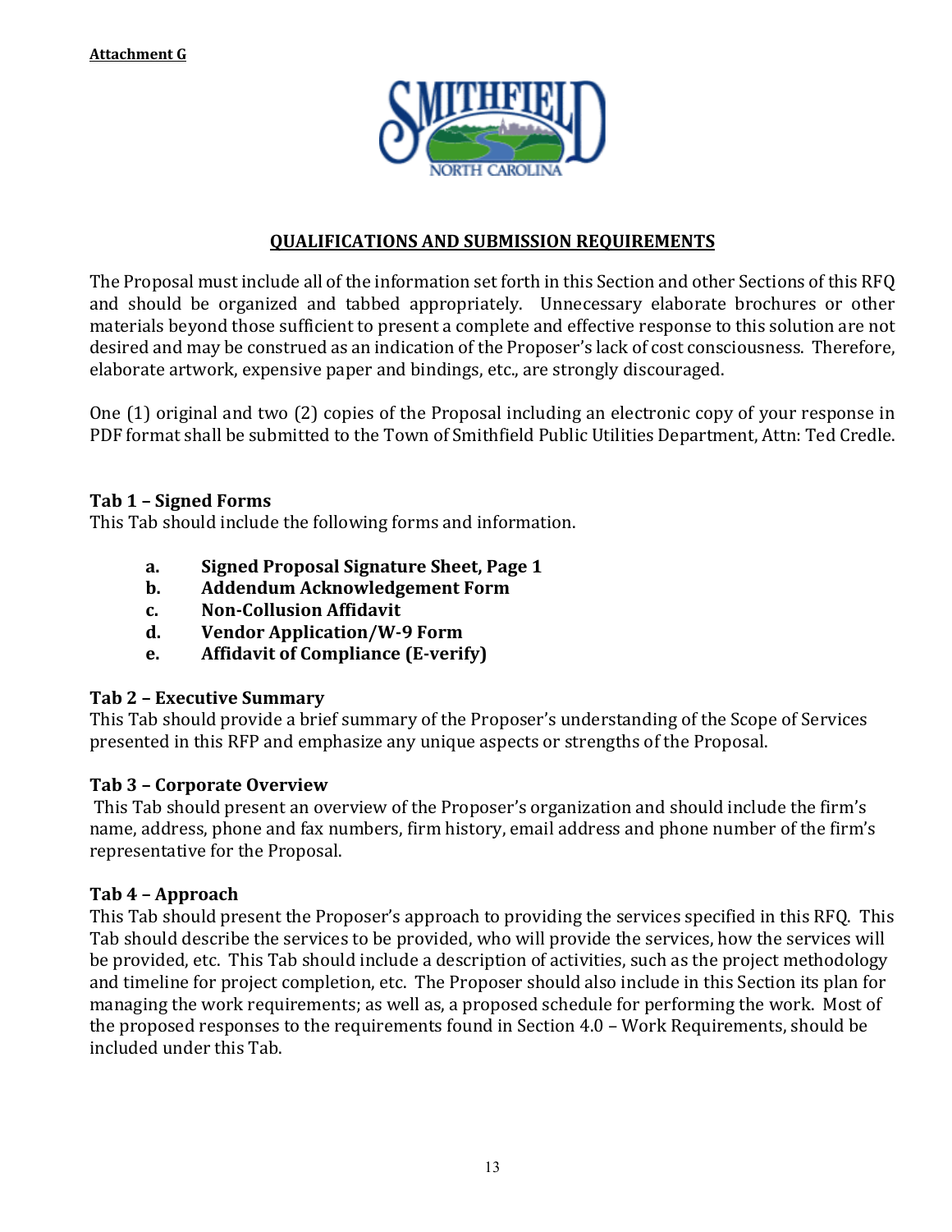**Attachment G**

## QUALIFICATIONS AND SUBMISSION REQUIREMENTS

The Proposal must include all of the information set forth in this Section and other Sections of this RFQ and should be organized and tabbed appropriately. Unnecessary elaborate brochures or other materials beyond those sufficient to present a complete and effective response to this solution are not desired and may be construed as an indication of the Proposer's lack of cost consciousness. Therefore, elaborate artwork, expensive paper and bindings, etc., are strongly discouraged.

One (1) original and two (2) copies of the Proposal including an electronic copy of your response in PDF format shall be submitted to the Town of Smithfield Public Utilities Department, Attn: Ted Credle.

### Tab 1 – Signed Forms

This Tab should include the following forms and information.

- **a. Signed Proposal Signature Sheet, Page 1**
- **b. Addendum Acknowledgement Form**
- **c. Non-Collusion Affidavit**
- **d. Vendor Application/W-9 Form**
- **e. Affidavit of Compliance (E-verify)**

### Tab 2 – Executive Summary

This Tab should provide a brief summary of the Proposer's understanding of the Scope of Services presented in this RFP and emphasize any unique aspects or strengths of the Proposal.

### Tab 3 – Corporate Overview

This Tab should present an overview of the Proposer's organization and should include the firm's name, address, phone and fax numbers, firm history, email address and phone number of the firm's representative for the Proposal.

### Tab 4 – Approach

This Tab should present the Proposer's approach to providing the services specified in this RFQ. This Tab should describe the services to be provided, who will provide the services, how the services will be provided, etc. This Tab should include a description of activities, such as the project methodology and timeline for project completion, etc. The Proposer should also include in this Section its plan for managing the work requirements; as well as, a proposed schedule for performing the work. Most of the proposed responses to the requirements found in Section 4.0 – Work Requirements, should be included under this Tab.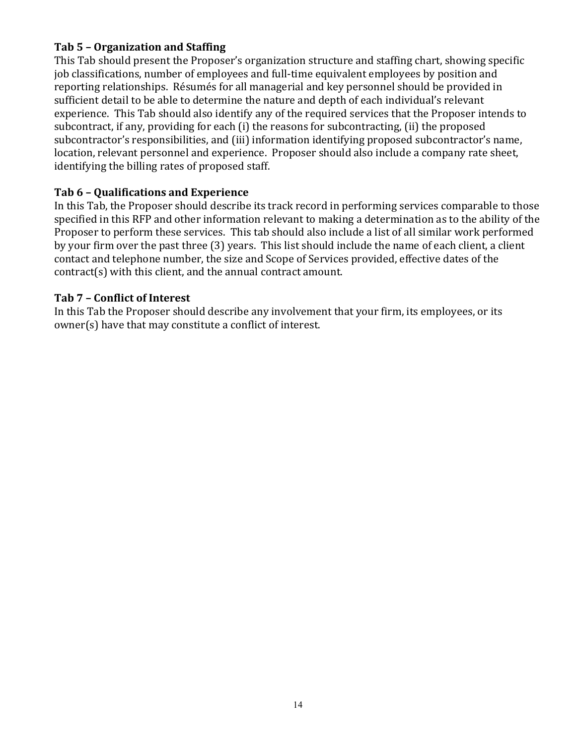**Tab 5 – Organization and Staffing**

This Tab should present the Proposer's organization structure and staffing chart, showing specific job classifications, number of employees and full-time equivalent employees by position and reporting relationships. Résumés for all managerial and key personnel should be provided in sufficient detail to be able to determine the nature and depth of each individual's relevant experience. This Tab should also identify any of the required services that the Proposer intends to subcontract, if any, providing for each (i) the reasons for subcontracting, (ii) the proposed subcontractor's responsibilities, and (iii) information identifying proposed subcontractor's name, location, relevant personnel and experience. Proposer should also include a company rate sheet, identifying the billing rates of proposed staff.

**Tab 6 – Qualifications and Experience**

In this Tab, the Proposer should describe its track record in performing services comparable to those specified in this RFP and other information relevant to making a determination as to the ability of the Proposer to perform these services. This tab should also include a list of all similar work performed by your firm over the past three (3) years. This list should include the name of each client, a client contact and telephone number, the size and Scope of Services provided, effective dates of the contract(s) with this client, and the annual contract amount.

**Tab 7 – Conflict of Interest**

In this Tab the Proposer should describe any involvement that your firm, its employees, or its owner(s) have that may constitute a conflict of interest.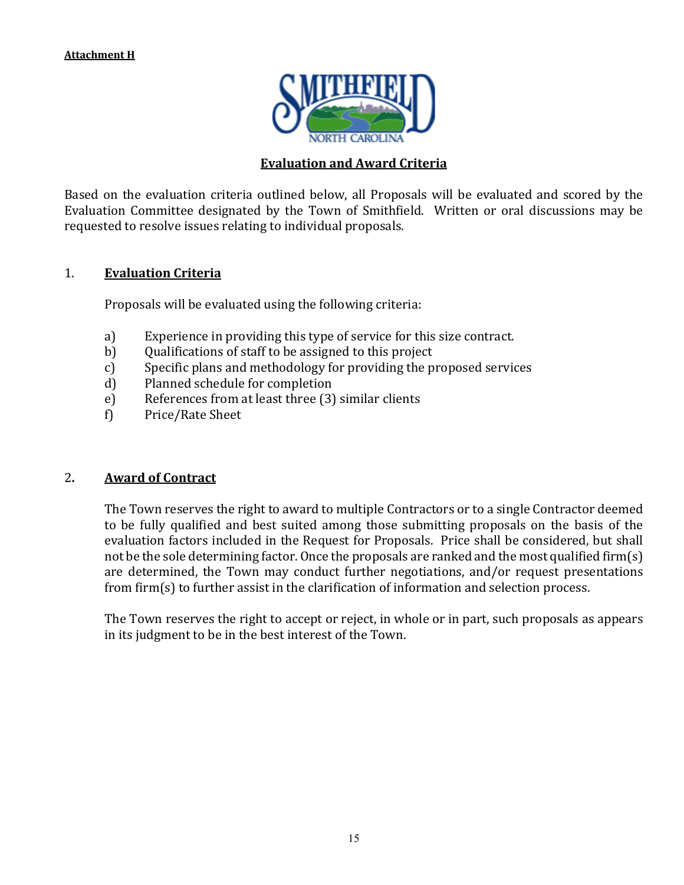**Attachment H**

## Evaluation and Award Criteria

Based on the evaluation criteria outlined below, all Proposals will be evaluated and scored by the Evaluation Committee designated by the Town of Smithfield. Written or oral discussions may be requested to resolve issues relating to individual proposals.

### 1. Evaluation Criteria

Proposals will be evaluated using the following criteria:

a) Experience in providing this type of service for this size contract.
b) Qualifications of staff to be assigned to this project
c) Specific plans and methodology for providing the proposed services
d) Planned schedule for completion
e) References from at least three (3) similar clients
f) Price/Rate Sheet

### 2. Award of Contract

The Town reserves the right to award to multiple Contractors or to a single Contractor deemed to be fully qualified and best suited among those submitting proposals on the basis of the evaluation factors included in the Request for Proposals. Price shall be considered, but shall not be the sole determining factor. Once the proposals are ranked and the most qualified firm(s) are determined, the Town may conduct further negotiations, and/or request presentations from firm(s) to further assist in the clarification of information and selection process.

The Town reserves the right to accept or reject, in whole or in part, such proposals as appears in its judgment to be in the best interest of the Town.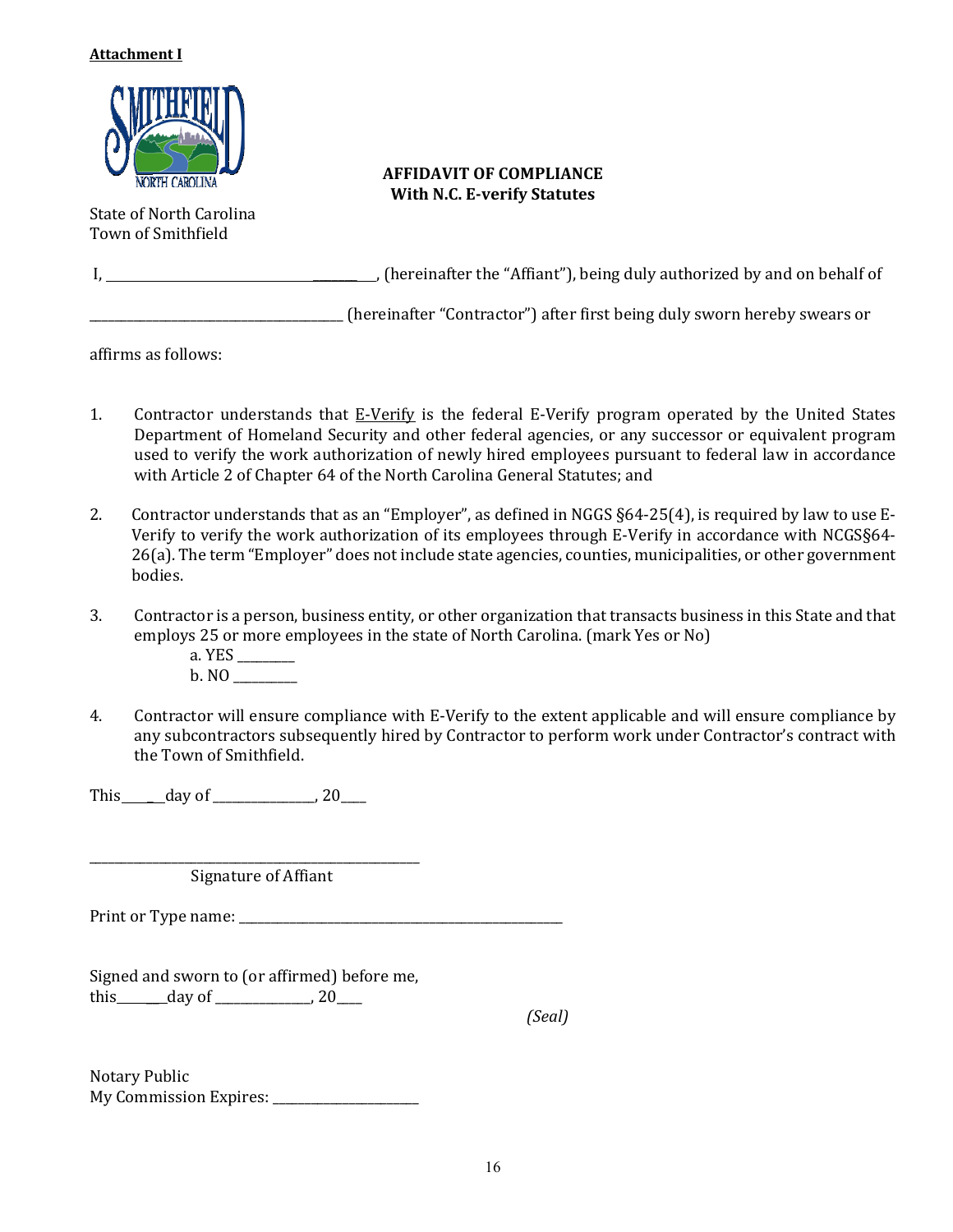**Attachment I**

State of North Carolina
Town of Smithfield

**AFFIDAVIT OF COMPLIANCE**
**With N.C. E-verify Statutes**

I, ___________________________________________, (hereinafter the "Affiant"), being duly authorized by and on behalf of

___________________________________________ (hereinafter "Contractor") after first being duly sworn hereby swears or

affirms as follows:

1. Contractor understands that E-Verify is the federal E-Verify program operated by the United States Department of Homeland Security and other federal agencies, or any successor or equivalent program used to verify the work authorization of newly hired employees pursuant to federal law in accordance with Article 2 of Chapter 64 of the North Carolina General Statutes; and

2. Contractor understands that as an "Employer", as defined in NGGS §64-25(4), is required by law to use E-Verify to verify the work authorization of its employees through E-Verify in accordance with NCGS§64-26(a). The term "Employer" does not include state agencies, counties, municipalities, or other government bodies.

3. Contractor is a person, business entity, or other organization that transacts business in this State and that employs 25 or more employees in the state of North Carolina. (mark Yes or No)
   a. YES _________
   b. NO __________

4. Contractor will ensure compliance with E-Verify to the extent applicable and will ensure compliance by any subcontractors subsequently hired by Contractor to perform work under Contractor's contract with the Town of Smithfield.

This______day of ________________, 20____

_____________________________________________________
Signature of Affiant

Print or Type name: ___________________________________________________

Signed and sworn to (or affirmed) before me,
this_________day of _______________, 20____

*(Seal)*

Notary Public
My Commission Expires: _______________________